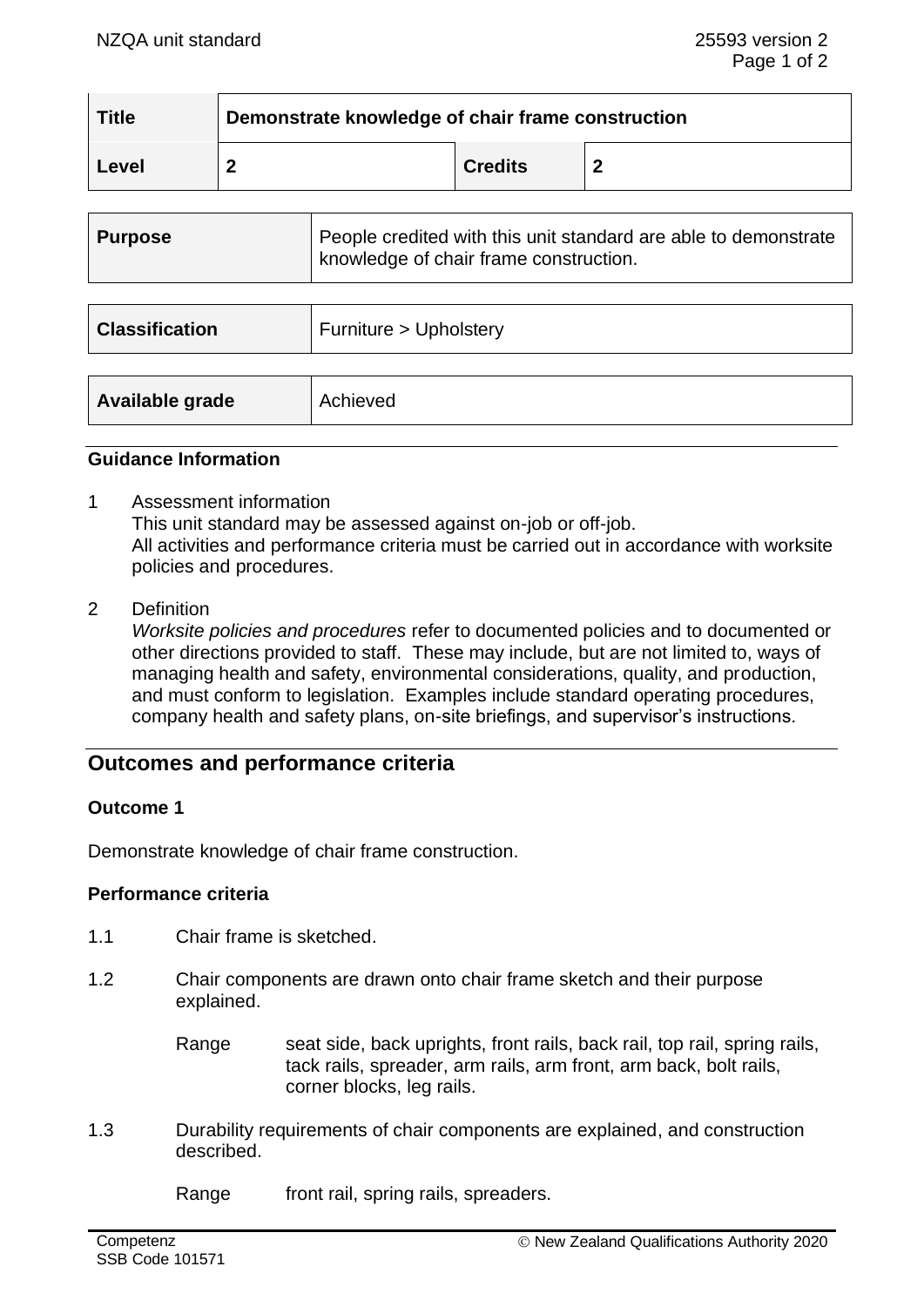| Title | Demonstrate knowledge of chair frame construction | | |
|---|---|---|---|
| Level | 2 | Credits | 2 |

| Purpose | People credited with this unit standard are able to demonstrate knowledge of chair frame construction. |
|---|---|

| Classification | Furniture > Upholstery |
|---|---|

| Available grade | Achieved |
|---|---|

## Guidance Information

1 Assessment information
This unit standard may be assessed against on-job or off-job.
All activities and performance criteria must be carried out in accordance with worksite policies and procedures.

2 Definition
*Worksite policies and procedures* refer to documented policies and to documented or other directions provided to staff. These may include, but are not limited to, ways of managing health and safety, environmental considerations, quality, and production, and must conform to legislation. Examples include standard operating procedures, company health and safety plans, on-site briefings, and supervisor's instructions.

## Outcomes and performance criteria

### Outcome 1

Demonstrate knowledge of chair frame construction.

### Performance criteria

1.1 Chair frame is sketched.

1.2 Chair components are drawn onto chair frame sketch and their purpose explained.

Range seat side, back uprights, front rails, back rail, top rail, spring rails, tack rails, spreader, arm rails, arm front, arm back, bolt rails, corner blocks, leg rails.

1.3 Durability requirements of chair components are explained, and construction described.

Range front rail, spring rails, spreaders.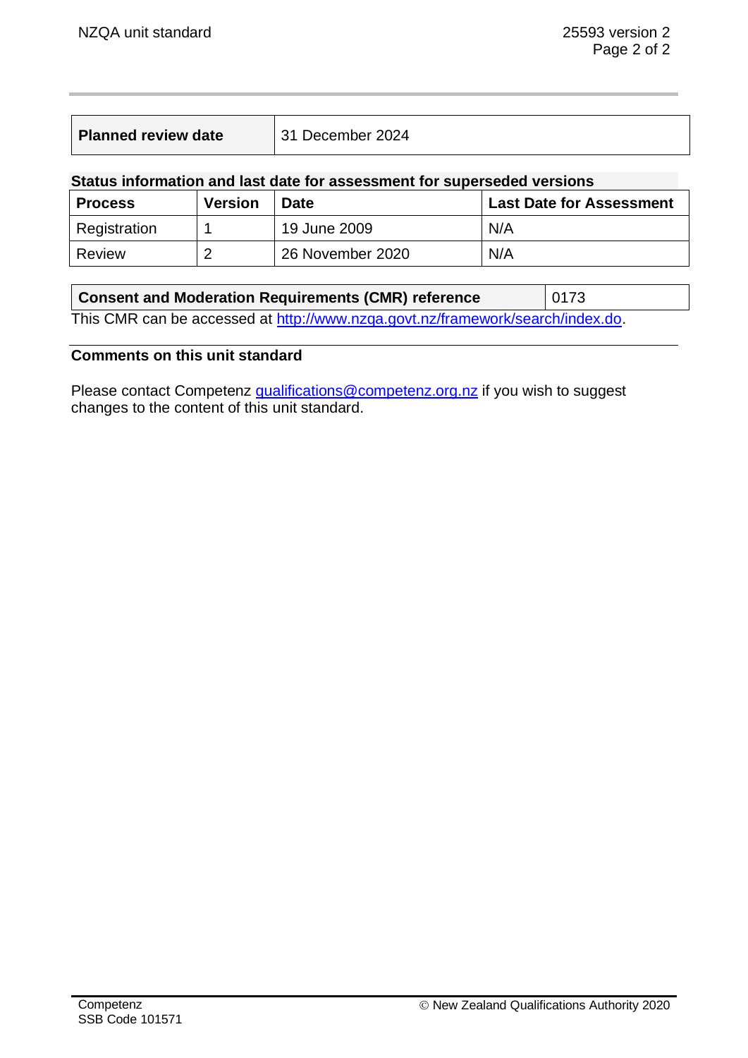| Planned review date | 31 December 2024 |
| --- | --- |

**Status information and last date for assessment for superseded versions**

| Process | Version | Date | Last Date for Assessment |
| --- | --- | --- | --- |
| Registration | 1 | 19 June 2009 | N/A |
| Review | 2 | 26 November 2020 | N/A |

| Consent and Moderation Requirements (CMR) reference | 0173 |
| --- | --- |

This CMR can be accessed at http://www.nzqa.govt.nz/framework/search/index.do.

## Comments on this unit standard

Please contact Competenz qualifications@competenz.org.nz if you wish to suggest changes to the content of this unit standard.